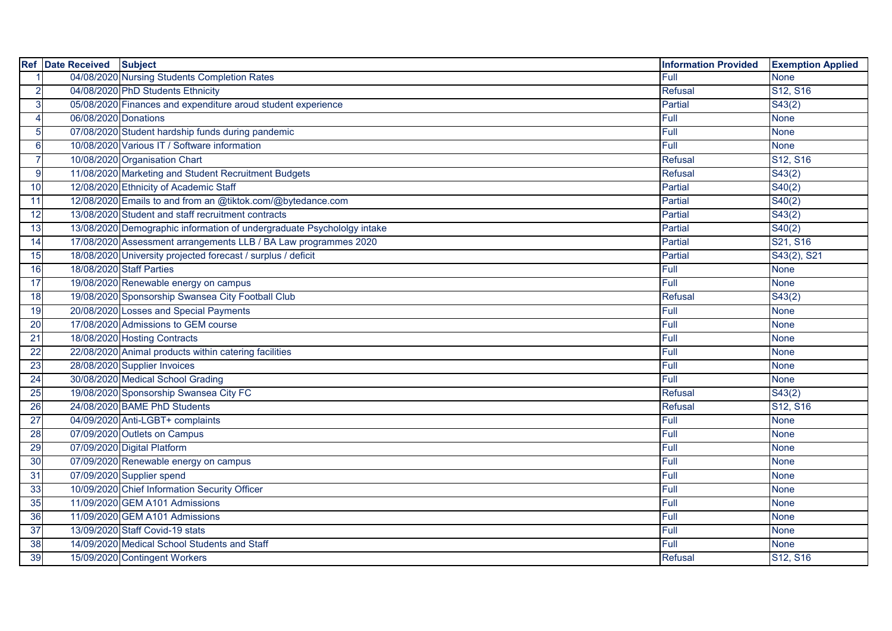| Ref | Date Received | Subject | Information Provided | Exemption Applied |
|---|---|---|---|---|
| 1 | 04/08/2020 | Nursing Students Completion Rates | Full | None |
| 2 | 04/08/2020 | PhD Students Ethnicity | Refusal | S12, S16 |
| 3 | 05/08/2020 | Finances and expenditure aroud student experience | Partial | S43(2) |
| 4 | 06/08/2020 | Donations | Full | None |
| 5 | 07/08/2020 | Student hardship funds during pandemic | Full | None |
| 6 | 10/08/2020 | Various IT / Software information | Full | None |
| 7 | 10/08/2020 | Organisation Chart | Refusal | S12, S16 |
| 9 | 11/08/2020 | Marketing and Student Recruitment Budgets | Refusal | S43(2) |
| 10 | 12/08/2020 | Ethnicity of Academic Staff | Partial | S40(2) |
| 11 | 12/08/2020 | Emails to and from an @tiktok.com/@bytedance.com | Partial | S40(2) |
| 12 | 13/08/2020 | Student and staff recruitment contracts | Partial | S43(2) |
| 13 | 13/08/2020 | Demographic information of undergraduate Psychololgy intake | Partial | S40(2) |
| 14 | 17/08/2020 | Assessment arrangements LLB / BA Law programmes 2020 | Partial | S21, S16 |
| 15 | 18/08/2020 | University projected forecast / surplus / deficit | Partial | S43(2), S21 |
| 16 | 18/08/2020 | Staff Parties | Full | None |
| 17 | 19/08/2020 | Renewable energy on campus | Full | None |
| 18 | 19/08/2020 | Sponsorship Swansea City Football Club | Refusal | S43(2) |
| 19 | 20/08/2020 | Losses and Special Payments | Full | None |
| 20 | 17/08/2020 | Admissions to GEM course | Full | None |
| 21 | 18/08/2020 | Hosting Contracts | Full | None |
| 22 | 22/08/2020 | Animal products within catering facilities | Full | None |
| 23 | 28/08/2020 | Supplier Invoices | Full | None |
| 24 | 30/08/2020 | Medical School Grading | Full | None |
| 25 | 19/08/2020 | Sponsorship Swansea City FC | Refusal | S43(2) |
| 26 | 24/08/2020 | BAME PhD Students | Refusal | S12, S16 |
| 27 | 04/09/2020 | Anti-LGBT+ complaints | Full | None |
| 28 | 07/09/2020 | Outlets on Campus | Full | None |
| 29 | 07/09/2020 | Digital Platform | Full | None |
| 30 | 07/09/2020 | Renewable energy on campus | Full | None |
| 31 | 07/09/2020 | Supplier spend | Full | None |
| 33 | 10/09/2020 | Chief Information Security Officer | Full | None |
| 35 | 11/09/2020 | GEM A101 Admissions | Full | None |
| 36 | 11/09/2020 | GEM A101 Admissions | Full | None |
| 37 | 13/09/2020 | Staff Covid-19 stats | Full | None |
| 38 | 14/09/2020 | Medical School Students and Staff | Full | None |
| 39 | 15/09/2020 | Contingent Workers | Refusal | S12, S16 |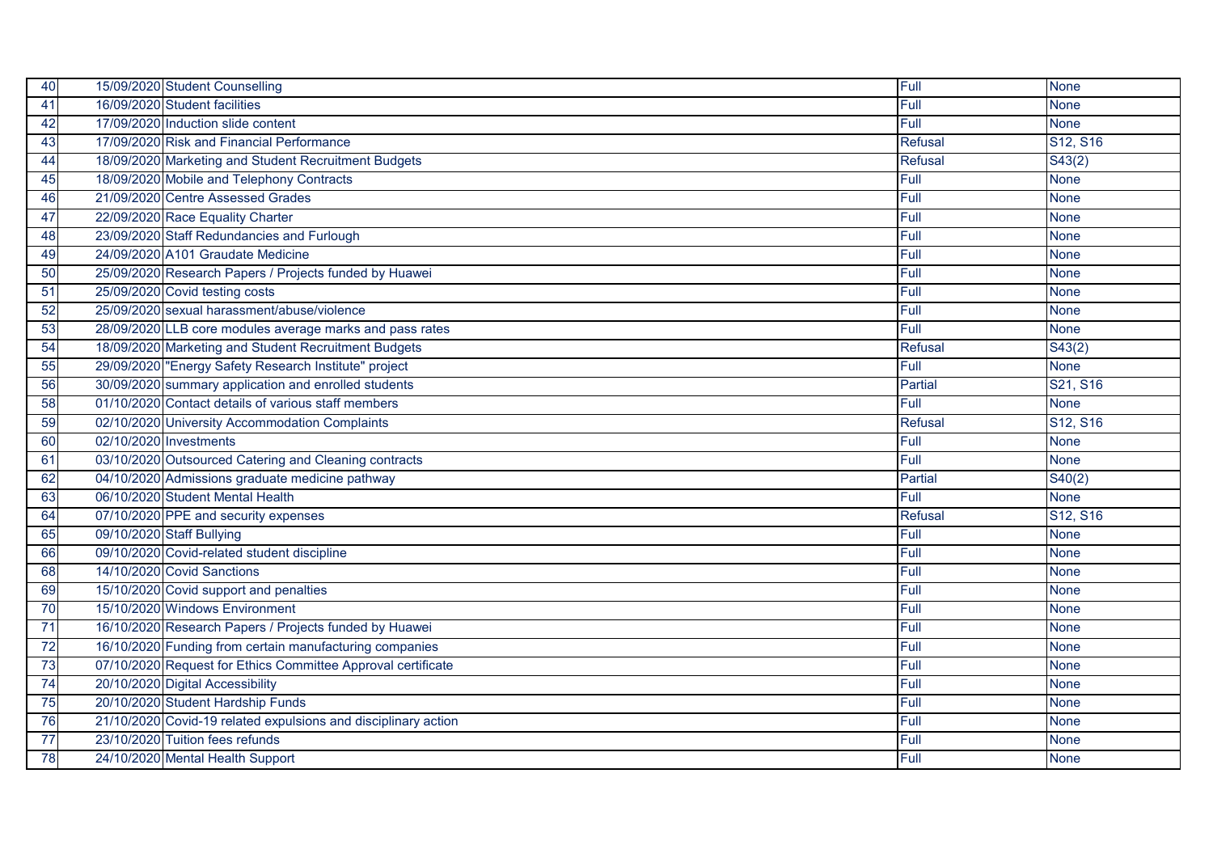| | | | | |
|---|---|---|---|---|
| 40 | 15/09/2020 | Student Counselling | Full | None |
| 41 | 16/09/2020 | Student facilities | Full | None |
| 42 | 17/09/2020 | Induction slide content | Full | None |
| 43 | 17/09/2020 | Risk and Financial Performance | Refusal | S12, S16 |
| 44 | 18/09/2020 | Marketing and Student Recruitment Budgets | Refusal | S43(2) |
| 45 | 18/09/2020 | Mobile and Telephony Contracts | Full | None |
| 46 | 21/09/2020 | Centre Assessed Grades | Full | None |
| 47 | 22/09/2020 | Race Equality Charter | Full | None |
| 48 | 23/09/2020 | Staff Redundancies and Furlough | Full | None |
| 49 | 24/09/2020 | A101 Graudate Medicine | Full | None |
| 50 | 25/09/2020 | Research Papers / Projects funded by Huawei | Full | None |
| 51 | 25/09/2020 | Covid testing costs | Full | None |
| 52 | 25/09/2020 | sexual harassment/abuse/violence | Full | None |
| 53 | 28/09/2020 | LLB core modules average marks and pass rates | Full | None |
| 54 | 18/09/2020 | Marketing and Student Recruitment Budgets | Refusal | S43(2) |
| 55 | 29/09/2020 | "Energy Safety Research Institute" project | Full | None |
| 56 | 30/09/2020 | summary application and enrolled students | Partial | S21, S16 |
| 58 | 01/10/2020 | Contact details of various staff members | Full | None |
| 59 | 02/10/2020 | University Accommodation Complaints | Refusal | S12, S16 |
| 60 | 02/10/2020 | Investments | Full | None |
| 61 | 03/10/2020 | Outsourced Catering and Cleaning contracts | Full | None |
| 62 | 04/10/2020 | Admissions graduate medicine pathway | Partial | S40(2) |
| 63 | 06/10/2020 | Student Mental Health | Full | None |
| 64 | 07/10/2020 | PPE and security expenses | Refusal | S12, S16 |
| 65 | 09/10/2020 | Staff Bullying | Full | None |
| 66 | 09/10/2020 | Covid-related student discipline | Full | None |
| 68 | 14/10/2020 | Covid Sanctions | Full | None |
| 69 | 15/10/2020 | Covid support and penalties | Full | None |
| 70 | 15/10/2020 | Windows Environment | Full | None |
| 71 | 16/10/2020 | Research Papers / Projects funded by Huawei | Full | None |
| 72 | 16/10/2020 | Funding from certain manufacturing companies | Full | None |
| 73 | 07/10/2020 | Request for Ethics Committee Approval certificate | Full | None |
| 74 | 20/10/2020 | Digital Accessibility | Full | None |
| 75 | 20/10/2020 | Student Hardship Funds | Full | None |
| 76 | 21/10/2020 | Covid-19 related expulsions and disciplinary action | Full | None |
| 77 | 23/10/2020 | Tuition fees refunds | Full | None |
| 78 | 24/10/2020 | Mental Health Support | Full | None |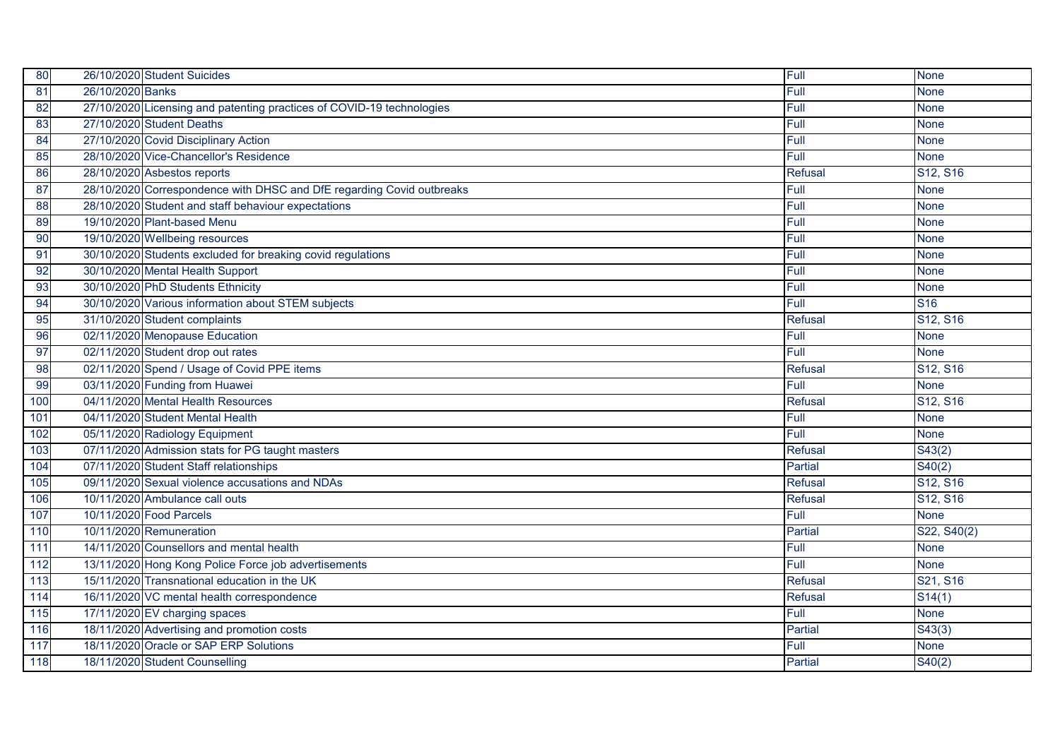| | | | | |
|---|---|---|---|---|
| 80 | 26/10/2020 | Student Suicides | Full | None |
| 81 | 26/10/2020 | Banks | Full | None |
| 82 | 27/10/2020 | Licensing and patenting practices of COVID-19 technologies | Full | None |
| 83 | 27/10/2020 | Student Deaths | Full | None |
| 84 | 27/10/2020 | Covid Disciplinary Action | Full | None |
| 85 | 28/10/2020 | Vice-Chancellor's Residence | Full | None |
| 86 | 28/10/2020 | Asbestos reports | Refusal | S12, S16 |
| 87 | 28/10/2020 | Correspondence with DHSC and DfE regarding Covid outbreaks | Full | None |
| 88 | 28/10/2020 | Student and staff behaviour expectations | Full | None |
| 89 | 19/10/2020 | Plant-based Menu | Full | None |
| 90 | 19/10/2020 | Wellbeing resources | Full | None |
| 91 | 30/10/2020 | Students excluded for breaking covid regulations | Full | None |
| 92 | 30/10/2020 | Mental Health Support | Full | None |
| 93 | 30/10/2020 | PhD Students Ethnicity | Full | None |
| 94 | 30/10/2020 | Various information about STEM subjects | Full | S16 |
| 95 | 31/10/2020 | Student complaints | Refusal | S12, S16 |
| 96 | 02/11/2020 | Menopause Education | Full | None |
| 97 | 02/11/2020 | Student drop out rates | Full | None |
| 98 | 02/11/2020 | Spend / Usage of Covid PPE items | Refusal | S12, S16 |
| 99 | 03/11/2020 | Funding from Huawei | Full | None |
| 100 | 04/11/2020 | Mental Health Resources | Refusal | S12, S16 |
| 101 | 04/11/2020 | Student Mental Health | Full | None |
| 102 | 05/11/2020 | Radiology Equipment | Full | None |
| 103 | 07/11/2020 | Admission stats for PG taught masters | Refusal | S43(2) |
| 104 | 07/11/2020 | Student Staff relationships | Partial | S40(2) |
| 105 | 09/11/2020 | Sexual violence accusations and NDAs | Refusal | S12, S16 |
| 106 | 10/11/2020 | Ambulance call outs | Refusal | S12, S16 |
| 107 | 10/11/2020 | Food Parcels | Full | None |
| 110 | 10/11/2020 | Remuneration | Partial | S22, S40(2) |
| 111 | 14/11/2020 | Counsellors and mental health | Full | None |
| 112 | 13/11/2020 | Hong Kong Police Force job advertisements | Full | None |
| 113 | 15/11/2020 | Transnational education in the UK | Refusal | S21, S16 |
| 114 | 16/11/2020 | VC mental health correspondence | Refusal | S14(1) |
| 115 | 17/11/2020 | EV charging spaces | Full | None |
| 116 | 18/11/2020 | Advertising and promotion costs | Partial | S43(3) |
| 117 | 18/11/2020 | Oracle or SAP ERP Solutions | Full | None |
| 118 | 18/11/2020 | Student Counselling | Partial | S40(2) |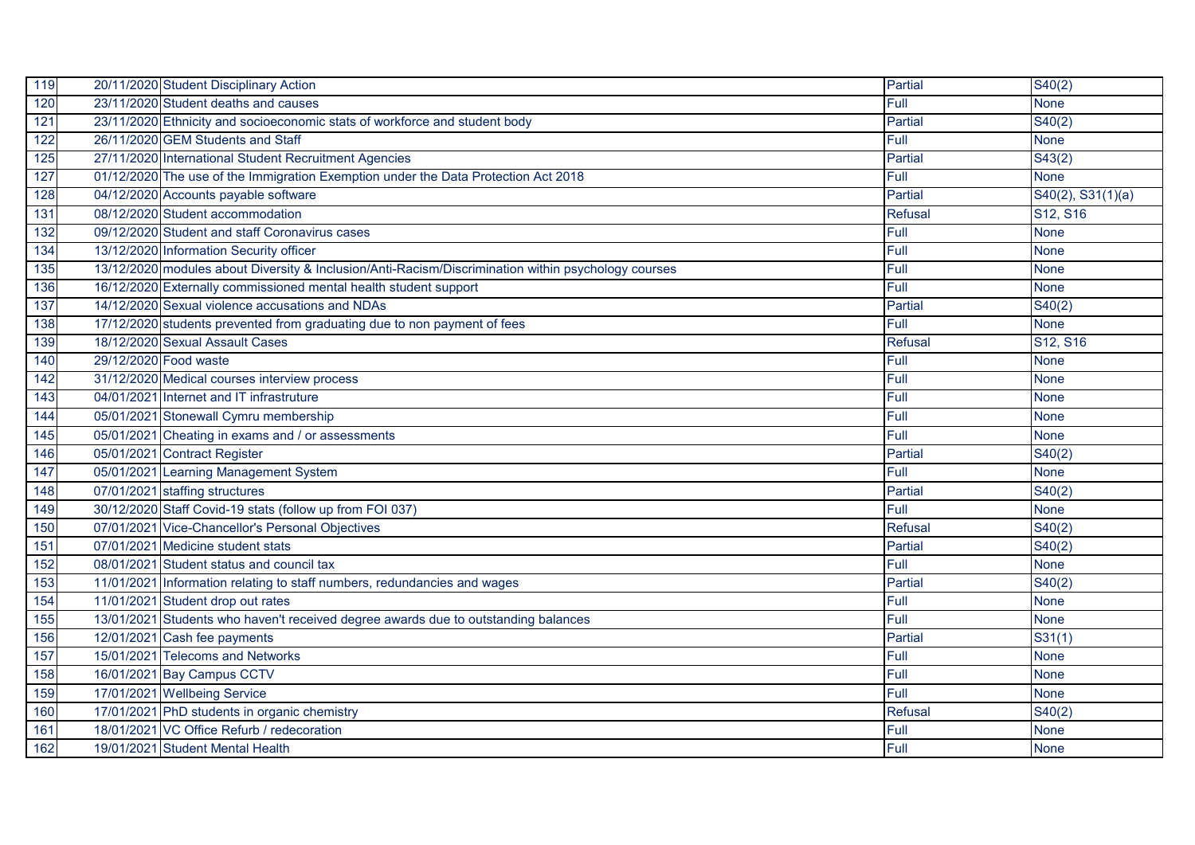| 119 | 20/11/2020 | Student Disciplinary Action | Partial | S40(2) |
|---|---|---|---|---|
| 120 | 23/11/2020 | Student deaths and causes | Full | None |
| 121 | 23/11/2020 | Ethnicity and socioeconomic stats of workforce and student body | Partial | S40(2) |
| 122 | 26/11/2020 | GEM Students and Staff | Full | None |
| 125 | 27/11/2020 | International Student Recruitment Agencies | Partial | S43(2) |
| 127 | 01/12/2020 | The use of the Immigration Exemption under the Data Protection Act 2018 | Full | None |
| 128 | 04/12/2020 | Accounts payable software | Partial | S40(2), S31(1)(a) |
| 131 | 08/12/2020 | Student accommodation | Refusal | S12, S16 |
| 132 | 09/12/2020 | Student and staff Coronavirus cases | Full | None |
| 134 | 13/12/2020 | Information Security officer | Full | None |
| 135 | 13/12/2020 | modules about Diversity & Inclusion/Anti-Racism/Discrimination within psychology courses | Full | None |
| 136 | 16/12/2020 | Externally commissioned mental health student support | Full | None |
| 137 | 14/12/2020 | Sexual violence accusations and NDAs | Partial | S40(2) |
| 138 | 17/12/2020 | students prevented from graduating due to non payment of fees | Full | None |
| 139 | 18/12/2020 | Sexual Assault Cases | Refusal | S12, S16 |
| 140 | 29/12/2020 | Food waste | Full | None |
| 142 | 31/12/2020 | Medical courses interview process | Full | None |
| 143 | 04/01/2021 | Internet and IT infrastruture | Full | None |
| 144 | 05/01/2021 | Stonewall Cymru membership | Full | None |
| 145 | 05/01/2021 | Cheating in exams and / or assessments | Full | None |
| 146 | 05/01/2021 | Contract Register | Partial | S40(2) |
| 147 | 05/01/2021 | Learning Management System | Full | None |
| 148 | 07/01/2021 | staffing structures | Partial | S40(2) |
| 149 | 30/12/2020 | Staff Covid-19 stats (follow up from FOI 037) | Full | None |
| 150 | 07/01/2021 | Vice-Chancellor's Personal Objectives | Refusal | S40(2) |
| 151 | 07/01/2021 | Medicine student stats | Partial | S40(2) |
| 152 | 08/01/2021 | Student status and council tax | Full | None |
| 153 | 11/01/2021 | Information relating to staff numbers, redundancies and wages | Partial | S40(2) |
| 154 | 11/01/2021 | Student drop out rates | Full | None |
| 155 | 13/01/2021 | Students who haven't received degree awards due to outstanding balances | Full | None |
| 156 | 12/01/2021 | Cash fee payments | Partial | S31(1) |
| 157 | 15/01/2021 | Telecoms and Networks | Full | None |
| 158 | 16/01/2021 | Bay Campus CCTV | Full | None |
| 159 | 17/01/2021 | Wellbeing Service | Full | None |
| 160 | 17/01/2021 | PhD students in organic chemistry | Refusal | S40(2) |
| 161 | 18/01/2021 | VC Office Refurb / redecoration | Full | None |
| 162 | 19/01/2021 | Student Mental Health | Full | None |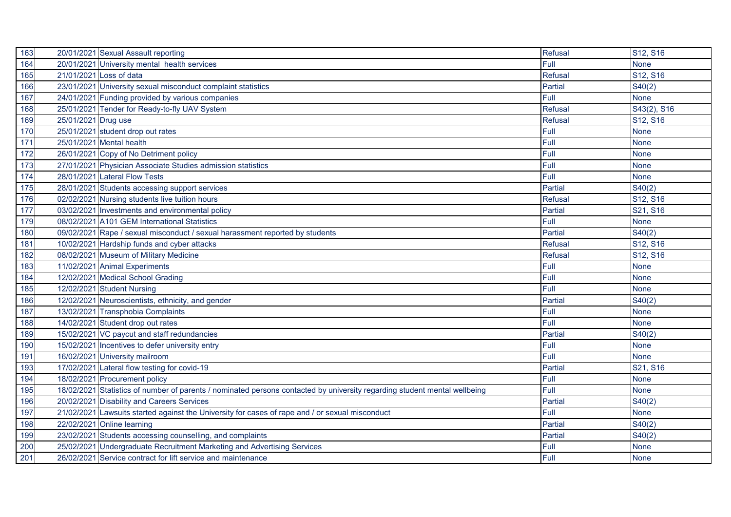| 163 | 20/01/2021 | Sexual Assault reporting | Refusal | S12, S16 |
|---|---|---|---|---|
| 164 | 20/01/2021 | University mental  health services | Full | None |
| 165 | 21/01/2021 | Loss of data | Refusal | S12, S16 |
| 166 | 23/01/2021 | University sexual misconduct complaint statistics | Partial | S40(2) |
| 167 | 24/01/2021 | Funding provided by various companies | Full | None |
| 168 | 25/01/2021 | Tender for Ready-to-fly UAV System | Refusal | S43(2), S16 |
| 169 | 25/01/2021 | Drug use | Refusal | S12, S16 |
| 170 | 25/01/2021 | student drop out rates | Full | None |
| 171 | 25/01/2021 | Mental health | Full | None |
| 172 | 26/01/2021 | Copy of No Detriment policy | Full | None |
| 173 | 27/01/2021 | Physician Associate Studies admission statistics | Full | None |
| 174 | 28/01/2021 | Lateral Flow Tests | Full | None |
| 175 | 28/01/2021 | Students accessing support services | Partial | S40(2) |
| 176 | 02/02/2021 | Nursing students live tuition hours | Refusal | S12, S16 |
| 177 | 03/02/2021 | Investments and environmental policy | Partial | S21, S16 |
| 179 | 08/02/2021 | A101 GEM International Statistics | Full | None |
| 180 | 09/02/2021 | Rape / sexual misconduct / sexual harassment reported by students | Partial | S40(2) |
| 181 | 10/02/2021 | Hardship funds and cyber attacks | Refusal | S12, S16 |
| 182 | 08/02/2021 | Museum of Military Medicine | Refusal | S12, S16 |
| 183 | 11/02/2021 | Animal Experiments | Full | None |
| 184 | 12/02/2021 | Medical School Grading | Full | None |
| 185 | 12/02/2021 | Student Nursing | Full | None |
| 186 | 12/02/2021 | Neuroscientists, ethnicity, and gender | Partial | S40(2) |
| 187 | 13/02/2021 | Transphobia Complaints | Full | None |
| 188 | 14/02/2021 | Student drop out rates | Full | None |
| 189 | 15/02/2021 | VC paycut and staff redundancies | Partial | S40(2) |
| 190 | 15/02/2021 | Incentives to defer university entry | Full | None |
| 191 | 16/02/2021 | University mailroom | Full | None |
| 193 | 17/02/2021 | Lateral flow testing for covid-19 | Partial | S21, S16 |
| 194 | 18/02/2021 | Procurement policy | Full | None |
| 195 | 18/02/2021 | Statistics of number of parents / nominated persons contacted by university regarding student mental wellbeing | Full | None |
| 196 | 20/02/2021 | Disability and Careers Services | Partial | S40(2) |
| 197 | 21/02/2021 | Lawsuits started against the University for cases of rape and / or sexual misconduct | Full | None |
| 198 | 22/02/2021 | Online learning | Partial | S40(2) |
| 199 | 23/02/2021 | Students accessing counselling, and complaints | Partial | S40(2) |
| 200 | 25/02/2021 | Undergraduate Recruitment Marketing and Advertising Services | Full | None |
| 201 | 26/02/2021 | Service contract for lift service and maintenance | Full | None |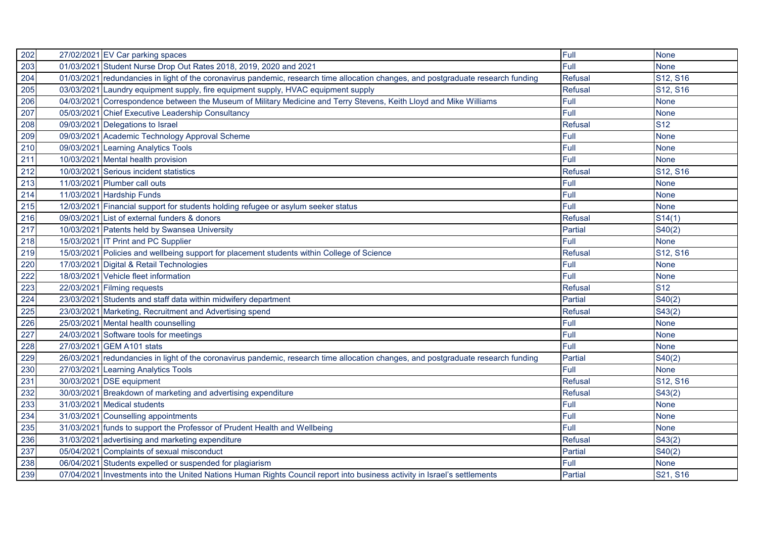| 202 | 27/02/2021 | EV Car parking spaces | Full | None |
|---|---|---|---|---|
| 203 | 01/03/2021 | Student Nurse Drop Out Rates 2018, 2019, 2020 and 2021 | Full | None |
| 204 | 01/03/2021 | redundancies in light of the coronavirus pandemic, research time allocation changes, and postgraduate research funding | Refusal | S12, S16 |
| 205 | 03/03/2021 | Laundry equipment supply, fire equipment supply, HVAC equipment supply | Refusal | S12, S16 |
| 206 | 04/03/2021 | Correspondence between the Museum of Military Medicine and Terry Stevens, Keith Lloyd and Mike Williams | Full | None |
| 207 | 05/03/2021 | Chief Executive Leadership Consultancy | Full | None |
| 208 | 09/03/2021 | Delegations to Israel | Refusal | S12 |
| 209 | 09/03/2021 | Academic Technology Approval Scheme | Full | None |
| 210 | 09/03/2021 | Learning Analytics Tools | Full | None |
| 211 | 10/03/2021 | Mental health provision | Full | None |
| 212 | 10/03/2021 | Serious incident statistics | Refusal | S12, S16 |
| 213 | 11/03/2021 | Plumber call outs | Full | None |
| 214 | 11/03/2021 | Hardship Funds | Full | None |
| 215 | 12/03/2021 | Financial support for students holding refugee or asylum seeker status | Full | None |
| 216 | 09/03/2021 | List of external funders & donors | Refusal | S14(1) |
| 217 | 10/03/2021 | Patents held by Swansea University | Partial | S40(2) |
| 218 | 15/03/2021 | IT Print and PC Supplier | Full | None |
| 219 | 15/03/2021 | Policies and wellbeing support for placement students within College of Science | Refusal | S12, S16 |
| 220 | 17/03/2021 | Digital & Retail Technologies | Full | None |
| 222 | 18/03/2021 | Vehicle fleet information | Full | None |
| 223 | 22/03/2021 | Filming requests | Refusal | S12 |
| 224 | 23/03/2021 | Students and staff data within midwifery department | Partial | S40(2) |
| 225 | 23/03/2021 | Marketing, Recruitment and Advertising spend | Refusal | S43(2) |
| 226 | 25/03/2021 | Mental health counselling | Full | None |
| 227 | 24/03/2021 | Software tools for meetings | Full | None |
| 228 | 27/03/2021 | GEM A101 stats | Full | None |
| 229 | 26/03/2021 | redundancies in light of the coronavirus pandemic, research time allocation changes, and postgraduate research funding | Partial | S40(2) |
| 230 | 27/03/2021 | Learning Analytics Tools | Full | None |
| 231 | 30/03/2021 | DSE equipment | Refusal | S12, S16 |
| 232 | 30/03/2021 | Breakdown of marketing and advertising expenditure | Refusal | S43(2) |
| 233 | 31/03/2021 | Medical students | Full | None |
| 234 | 31/03/2021 | Counselling appointments | Full | None |
| 235 | 31/03/2021 | funds to support the Professor of Prudent Health and Wellbeing | Full | None |
| 236 | 31/03/2021 | advertising and marketing expenditure | Refusal | S43(2) |
| 237 | 05/04/2021 | Complaints of sexual misconduct | Partial | S40(2) |
| 238 | 06/04/2021 | Students expelled or suspended for plagiarism | Full | None |
| 239 | 07/04/2021 | Investments into the United Nations Human Rights Council report into business activity in Israel's settlements | Partial | S21, S16 |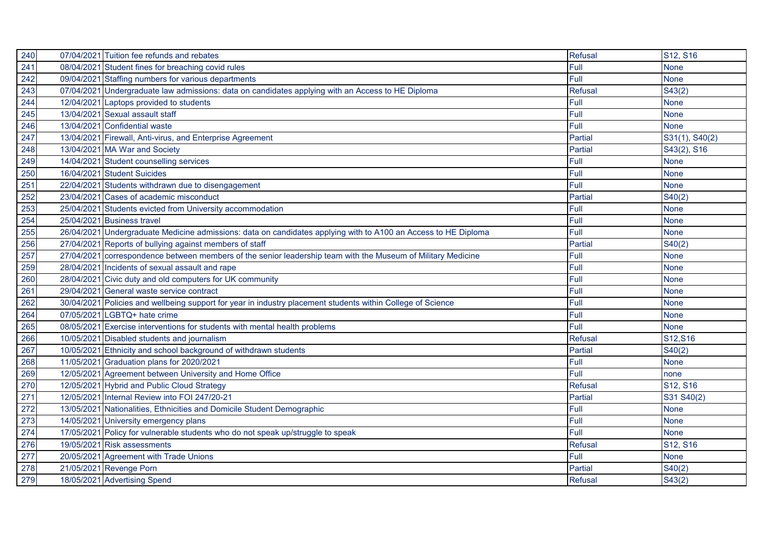| 240 | 07/04/2021 | Tuition fee refunds and rebates | Refusal | S12, S16 |
|---|---|---|---|---|
| 241 | 08/04/2021 | Student fines for breaching covid rules | Full | None |
| 242 | 09/04/2021 | Staffing numbers for various departments | Full | None |
| 243 | 07/04/2021 | Undergraduate law admissions: data on candidates applying with an Access to HE Diploma | Refusal | S43(2) |
| 244 | 12/04/2021 | Laptops provided to students | Full | None |
| 245 | 13/04/2021 | Sexual assault staff | Full | None |
| 246 | 13/04/2021 | Confidential waste | Full | None |
| 247 | 13/04/2021 | Firewall, Anti-virus, and Enterprise Agreement | Partial | S31(1), S40(2) |
| 248 | 13/04/2021 | MA War and Society | Partial | S43(2), S16 |
| 249 | 14/04/2021 | Student counselling services | Full | None |
| 250 | 16/04/2021 | Student Suicides | Full | None |
| 251 | 22/04/2021 | Students withdrawn due to disengagement | Full | None |
| 252 | 23/04/2021 | Cases of academic misconduct | Partial | S40(2) |
| 253 | 25/04/2021 | Students evicted from University accommodation | Full | None |
| 254 | 25/04/2021 | Business travel | Full | None |
| 255 | 26/04/2021 | Undergraduate Medicine admissions: data on candidates applying with to A100 an Access to HE Diploma | Full | None |
| 256 | 27/04/2021 | Reports of bullying against members of staff | Partial | S40(2) |
| 257 | 27/04/2021 | correspondence between members of the senior leadership team with the Museum of Military Medicine | Full | None |
| 259 | 28/04/2021 | Incidents of sexual assault and rape | Full | None |
| 260 | 28/04/2021 | Civic duty and old computers for UK community | Full | None |
| 261 | 29/04/2021 | General waste service contract | Full | None |
| 262 | 30/04/2021 | Policies and wellbeing support for year in industry placement students within College of Science | Full | None |
| 264 | 07/05/2021 | LGBTQ+ hate crime | Full | None |
| 265 | 08/05/2021 | Exercise interventions for students with mental health problems | Full | None |
| 266 | 10/05/2021 | Disabled students and journalism | Refusal | S12,S16 |
| 267 | 10/05/2021 | Ethnicity and school background of withdrawn students | Partial | S40(2) |
| 268 | 11/05/2021 | Graduation plans for 2020/2021 | Full | None |
| 269 | 12/05/2021 | Agreement between University and Home Office | Full | none |
| 270 | 12/05/2021 | Hybrid and Public Cloud Strategy | Refusal | S12, S16 |
| 271 | 12/05/2021 | Internal Review into FOI 247/20-21 | Partial | S31 S40(2) |
| 272 | 13/05/2021 | Nationalities, Ethnicities and Domicile Student Demographic | Full | None |
| 273 | 14/05/2021 | University emergency plans | Full | None |
| 274 | 17/05/2021 | Policy for vulnerable students who do not speak up/struggle to speak | Full | None |
| 276 | 19/05/2021 | Risk assessments | Refusal | S12, S16 |
| 277 | 20/05/2021 | Agreement with Trade Unions | Full | None |
| 278 | 21/05/2021 | Revenge Porn | Partial | S40(2) |
| 279 | 18/05/2021 | Advertising Spend | Refusal | S43(2) |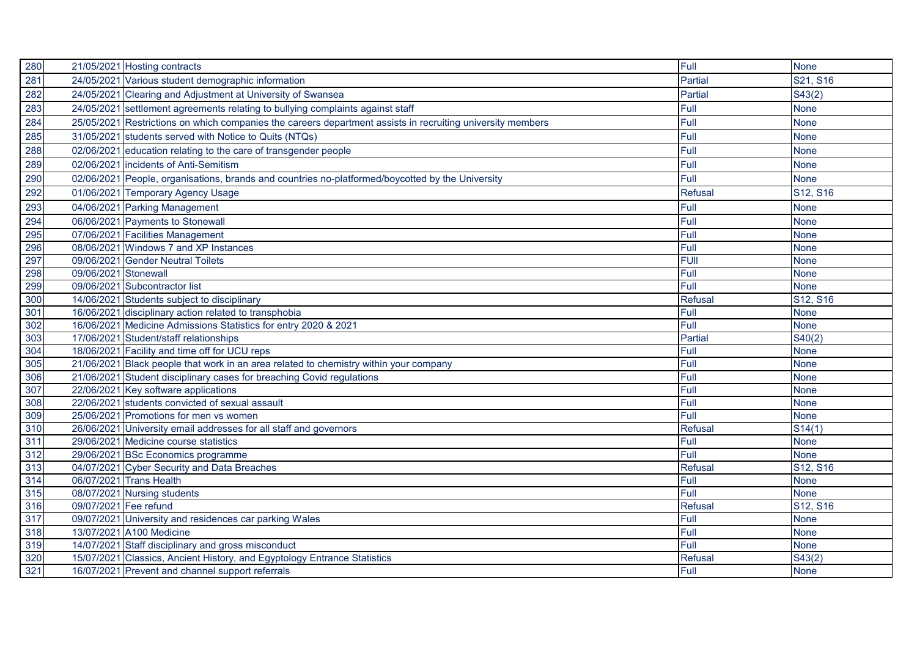| | | | | |
|---|---|---|---|---|
| 280 | 21/05/2021 | Hosting contracts | Full | None |
| 281 | 24/05/2021 | Various student demographic information | Partial | S21, S16 |
| 282 | 24/05/2021 | Clearing and Adjustment at University of Swansea | Partial | S43(2) |
| 283 | 24/05/2021 | settlement agreements relating to bullying complaints against staff | Full | None |
| 284 | 25/05/2021 | Restrictions on which companies the careers department assists in recruiting university members | Full | None |
| 285 | 31/05/2021 | students served with Notice to Quits (NTQs) | Full | None |
| 288 | 02/06/2021 | education relating to the care of transgender people | Full | None |
| 289 | 02/06/2021 | incidents of Anti-Semitism | Full | None |
| 290 | 02/06/2021 | People, organisations, brands and countries no-platformed/boycotted by the University | Full | None |
| 292 | 01/06/2021 | Temporary Agency Usage | Refusal | S12, S16 |
| 293 | 04/06/2021 | Parking Management | Full | None |
| 294 | 06/06/2021 | Payments to Stonewall | Full | None |
| 295 | 07/06/2021 | Facilities Management | Full | None |
| 296 | 08/06/2021 | Windows 7 and XP Instances | Full | None |
| 297 | 09/06/2021 | Gender Neutral Toilets | FUll | None |
| 298 | 09/06/2021 | Stonewall | Full | None |
| 299 | 09/06/2021 | Subcontractor list | Full | None |
| 300 | 14/06/2021 | Students subject to disciplinary | Refusal | S12, S16 |
| 301 | 16/06/2021 | disciplinary action related to transphobia | Full | None |
| 302 | 16/06/2021 | Medicine Admissions Statistics for entry 2020 & 2021 | Full | None |
| 303 | 17/06/2021 | Student/staff relationships | Partial | S40(2) |
| 304 | 18/06/2021 | Facility and time off for UCU reps | Full | None |
| 305 | 21/06/2021 | Black people that work in an area related to chemistry within your company | Full | None |
| 306 | 21/06/2021 | Student disciplinary cases for breaching Covid regulations | Full | None |
| 307 | 22/06/2021 | Key software applications | Full | None |
| 308 | 22/06/2021 | students convicted of sexual assault | Full | None |
| 309 | 25/06/2021 | Promotions for men vs women | Full | None |
| 310 | 26/06/2021 | University email addresses for all staff and governors | Refusal | S14(1) |
| 311 | 29/06/2021 | Medicine course statistics | Full | None |
| 312 | 29/06/2021 | BSc Economics programme | Full | None |
| 313 | 04/07/2021 | Cyber Security and Data Breaches | Refusal | S12, S16 |
| 314 | 06/07/2021 | Trans Health | Full | None |
| 315 | 08/07/2021 | Nursing students | Full | None |
| 316 | 09/07/2021 | Fee refund | Refusal | S12, S16 |
| 317 | 09/07/2021 | University and residences car parking Wales | Full | None |
| 318 | 13/07/2021 | A100 Medicine | Full | None |
| 319 | 14/07/2021 | Staff disciplinary and gross misconduct | Full | None |
| 320 | 15/07/2021 | Classics, Ancient History, and Egyptology Entrance Statistics | Refusal | S43(2) |
| 321 | 16/07/2021 | Prevent and channel support referrals | Full | None |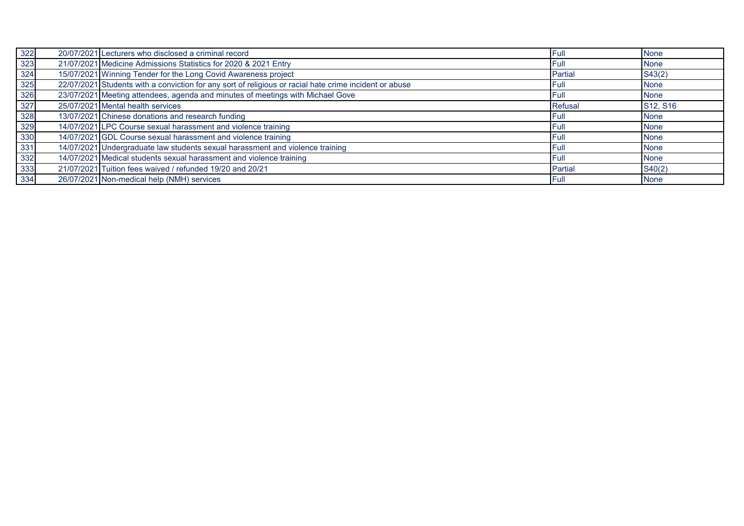| | | | | |
|---|---|---|---|---|
| 322 | 20/07/2021 | Lecturers who disclosed a criminal record | Full | None |
| 323 | 21/07/2021 | Medicine Admissions Statistics for 2020 & 2021 Entry | Full | None |
| 324 | 15/07/2021 | Winning Tender for the Long Covid Awareness project | Partial | S43(2) |
| 325 | 22/07/2021 | Students with a conviction for any sort of religious or racial hate crime incident or abuse | Full | None |
| 326 | 23/07/2021 | Meeting attendees, agenda and minutes of meetings with Michael Gove | Full | None |
| 327 | 25/07/2021 | Mental health services | Refusal | S12, S16 |
| 328 | 13/07/2021 | Chinese donations and research funding | Full | None |
| 329 | 14/07/2021 | LPC Course sexual harassment and violence training | Full | None |
| 330 | 14/07/2021 | GDL Course sexual harassment and violence training | Full | None |
| 331 | 14/07/2021 | Undergraduate law students sexual harassment and violence training | Full | None |
| 332 | 14/07/2021 | Medical students sexual harassment and violence training | Full | None |
| 333 | 21/07/2021 | Tuition fees waived / refunded 19/20 and 20/21 | Partial | S40(2) |
| 334 | 26/07/2021 | Non-medical help (NMH) services | Full | None |